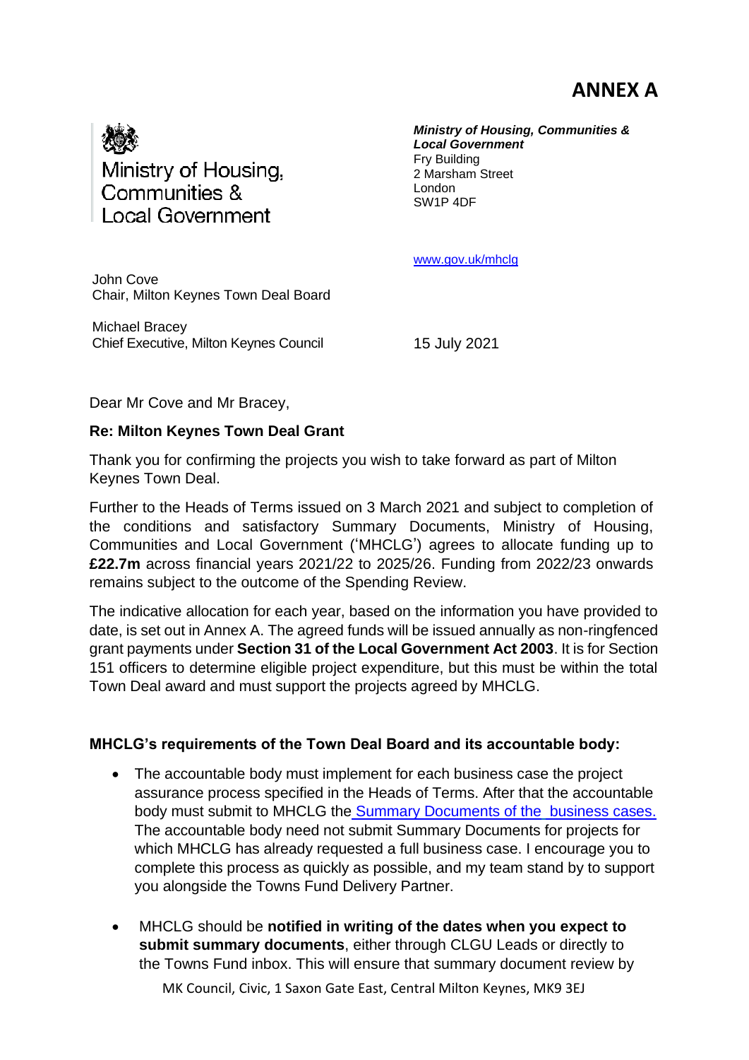# ANNEX A

Ministry of Housing, Communities & Local Government

***Ministry of Housing, Communities & Local Government***
Fry Building
2 Marsham Street
London
SW1P 4DF

www.gov.uk/mhclg

John Cove
Chair, Milton Keynes Town Deal Board

Michael Bracey
Chief Executive, Milton Keynes Council

15 July 2021

Dear Mr Cove and Mr Bracey,

**Re: Milton Keynes Town Deal Grant**

Thank you for confirming the projects you wish to take forward as part of Milton Keynes Town Deal.

Further to the Heads of Terms issued on 3 March 2021 and subject to completion of the conditions and satisfactory Summary Documents, Ministry of Housing, Communities and Local Government ('MHCLG') agrees to allocate funding up to **£22.7m** across financial years 2021/22 to 2025/26. Funding from 2022/23 onwards remains subject to the outcome of the Spending Review.

The indicative allocation for each year, based on the information you have provided to date, is set out in Annex A. The agreed funds will be issued annually as non-ringfenced grant payments under **Section 31 of the Local Government Act 2003**. It is for Section 151 officers to determine eligible project expenditure, but this must be within the total Town Deal award and must support the projects agreed by MHCLG.

**MHCLG's requirements of the Town Deal Board and its accountable body:**

- The accountable body must implement for each business case the project assurance process specified in the Heads of Terms. After that the accountable body must submit to MHCLG the Summary Documents of the business cases. The accountable body need not submit Summary Documents for projects for which MHCLG has already requested a full business case. I encourage you to complete this process as quickly as possible, and my team stand by to support you alongside the Towns Fund Delivery Partner.
- MHCLG should be **notified in writing of the dates when you expect to submit summary documents**, either through CLGU Leads or directly to the Towns Fund inbox. This will ensure that summary document review by

MK Council, Civic, 1 Saxon Gate East, Central Milton Keynes, MK9 3EJ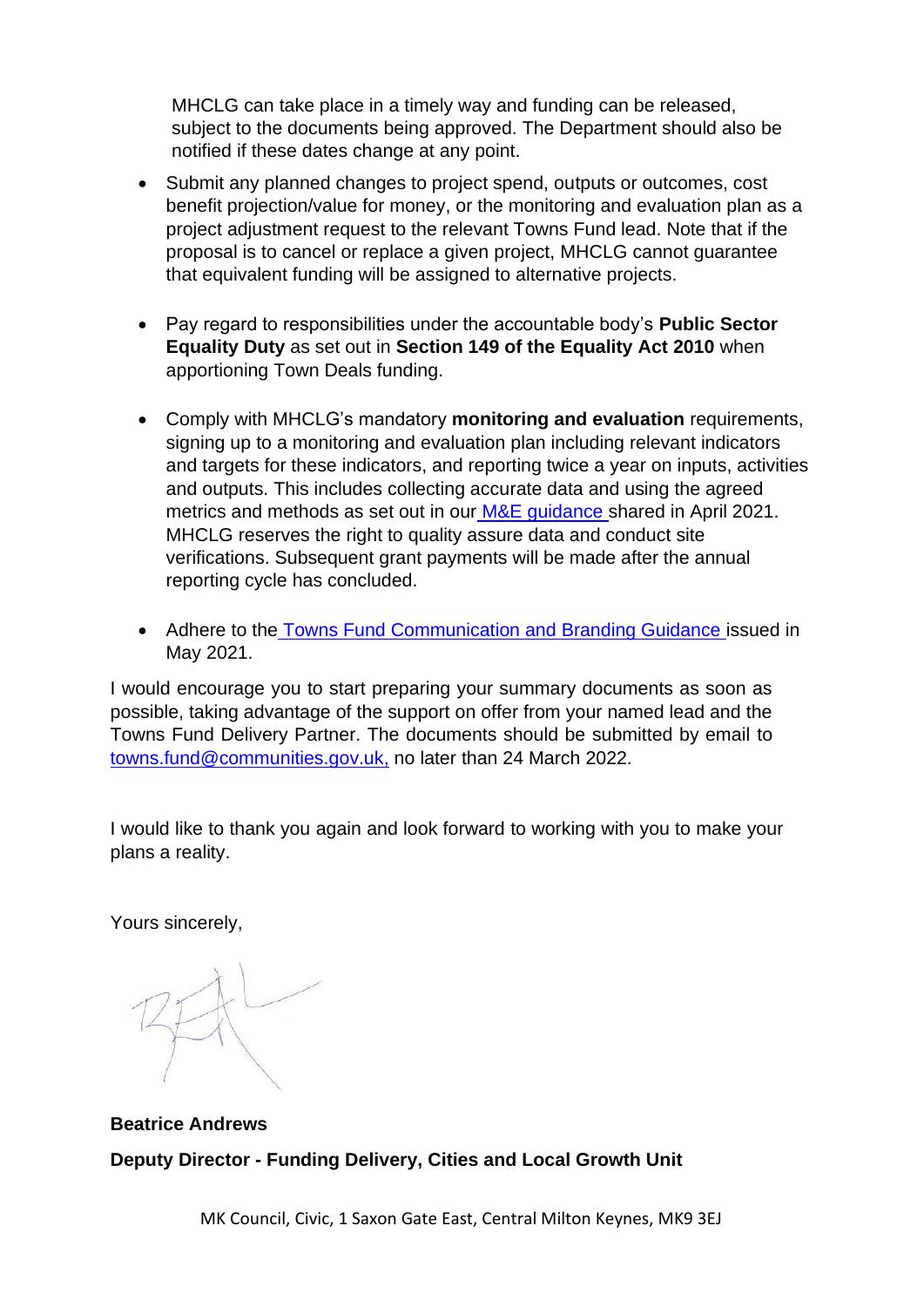MHCLG can take place in a timely way and funding can be released, subject to the documents being approved. The Department should also be notified if these dates change at any point.

- Submit any planned changes to project spend, outputs or outcomes, cost benefit projection/value for money, or the monitoring and evaluation plan as a project adjustment request to the relevant Towns Fund lead. Note that if the proposal is to cancel or replace a given project, MHCLG cannot guarantee that equivalent funding will be assigned to alternative projects.

- Pay regard to responsibilities under the accountable body's **Public Sector Equality Duty** as set out in **Section 149 of the Equality Act 2010** when apportioning Town Deals funding.

- Comply with MHCLG's mandatory **monitoring and evaluation** requirements, signing up to a monitoring and evaluation plan including relevant indicators and targets for these indicators, and reporting twice a year on inputs, activities and outputs. This includes collecting accurate data and using the agreed metrics and methods as set out in our M&E guidance shared in April 2021. MHCLG reserves the right to quality assure data and conduct site verifications. Subsequent grant payments will be made after the annual reporting cycle has concluded.

- Adhere to the Towns Fund Communication and Branding Guidance issued in May 2021.

I would encourage you to start preparing your summary documents as soon as possible, taking advantage of the support on offer from your named lead and the Towns Fund Delivery Partner. The documents should be submitted by email to towns.fund@communities.gov.uk, no later than 24 March 2022.

I would like to thank you again and look forward to working with you to make your plans a reality.

Yours sincerely,

**Beatrice Andrews**

**Deputy Director - Funding Delivery, Cities and Local Growth Unit**

MK Council, Civic, 1 Saxon Gate East, Central Milton Keynes, MK9 3EJ